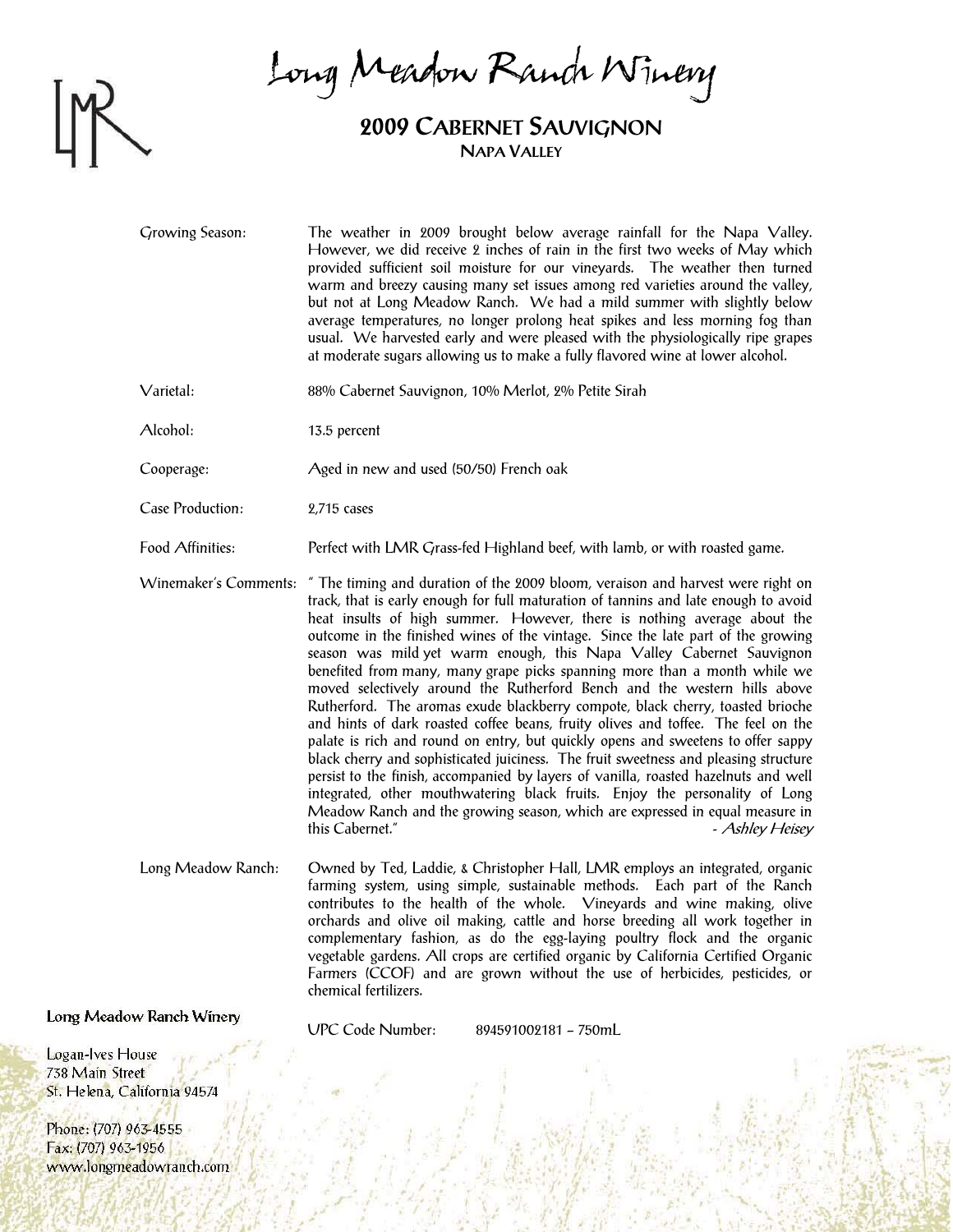# Long Meadow Ranch Winery

## 2009 Cabernet Sauvignon

### Napa Valley

**Growing Season:** The weather in 2009 brought below average rainfall for the Napa Valley. However, we did receive 2 inches of rain in the first two weeks of May which provided sufficient soil moisture for our vineyards. The weather then turned warm and breezy causing many set issues among red varieties around the valley, but not at Long Meadow Ranch. We had a mild summer with slightly below average temperatures, no longer prolong heat spikes and less morning fog than usual. We harvested early and were pleased with the physiologically ripe grapes at moderate sugars allowing us to make a fully flavored wine at lower alcohol.

**Varietal:** 88% Cabernet Sauvignon, 10% Merlot, 2% Petite Sirah

**Alcohol:** 13.5 percent

**Cooperage:** Aged in new and used (50/50) French oak

**Case Production:** 2,715 cases

**Food Affinities:** Perfect with LMR Grass-fed Highland beef, with lamb, or with roasted game.

**Winemaker's Comments:** " The timing and duration of the 2009 bloom, veraison and harvest were right on track, that is early enough for full maturation of tannins and late enough to avoid heat insults of high summer. However, there is nothing average about the outcome in the finished wines of the vintage. Since the late part of the growing season was mild yet warm enough, this Napa Valley Cabernet Sauvignon benefited from many, many grape picks spanning more than a month while we moved selectively around the Rutherford Bench and the western hills above Rutherford. The aromas exude blackberry compote, black cherry, toasted brioche and hints of dark roasted coffee beans, fruity olives and toffee. The feel on the palate is rich and round on entry, but quickly opens and sweetens to offer sappy black cherry and sophisticated juiciness. The fruit sweetness and pleasing structure persist to the finish, accompanied by layers of vanilla, roasted hazelnuts and well integrated, other mouthwatering black fruits. Enjoy the personality of Long Meadow Ranch and the growing season, which are expressed in equal measure in this Cabernet." *- Ashley Heisey*

**Long Meadow Ranch:** Owned by Ted, Laddie, & Christopher Hall, LMR employs an integrated, organic farming system, using simple, sustainable methods. Each part of the Ranch contributes to the health of the whole. Vineyards and wine making, olive orchards and olive oil making, cattle and horse breeding all work together in complementary fashion, as do the egg-laying poultry flock and the organic vegetable gardens. All crops are certified organic by California Certified Organic Farmers (CCOF) and are grown without the use of herbicides, pesticides, or chemical fertilizers.

UPC Code Number: 894591002181 – 750mL

**Long Meadow Ranch Winery**

Logan-Ives House
738 Main Street
St. Helena, California 94574

Phone: (707) 963-4555
Fax: (707) 963-1956
www.longmeadowranch.com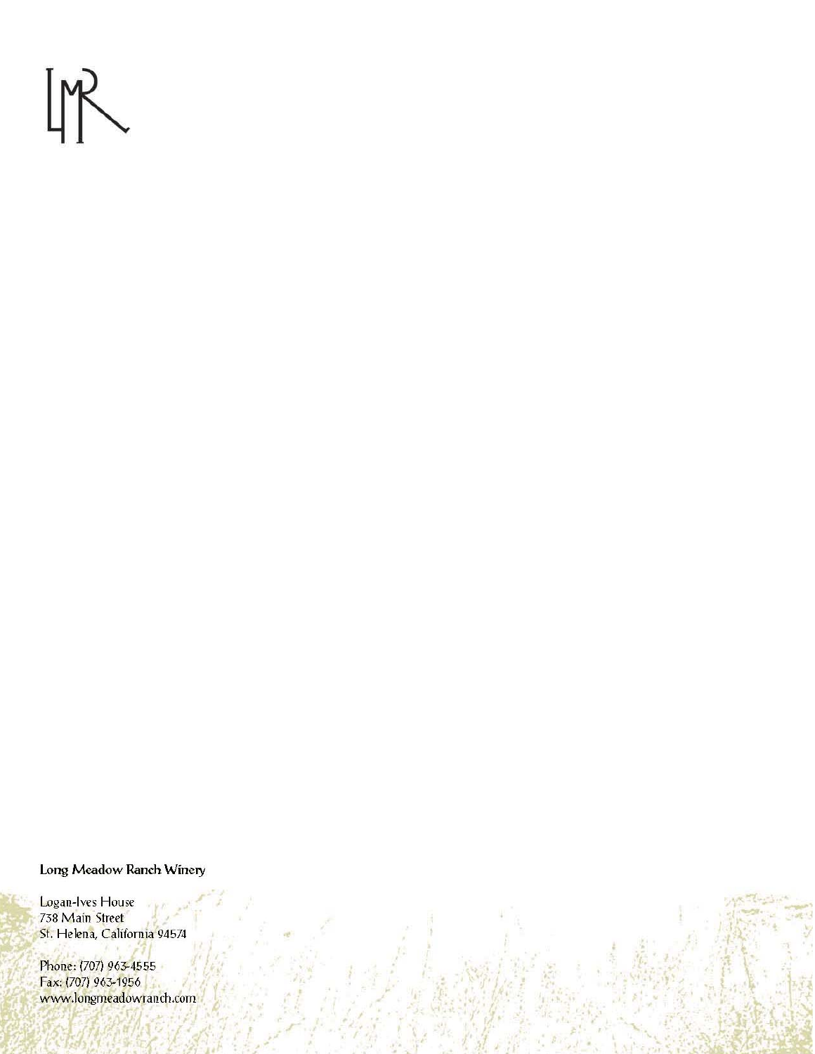LMR

**Long Meadow Ranch Winery**

Logan-Ives House
738 Main Street
St. Helena, California 94574

Phone: (707) 963-4555
Fax: (707) 963-1956
www.longmeadowranch.com